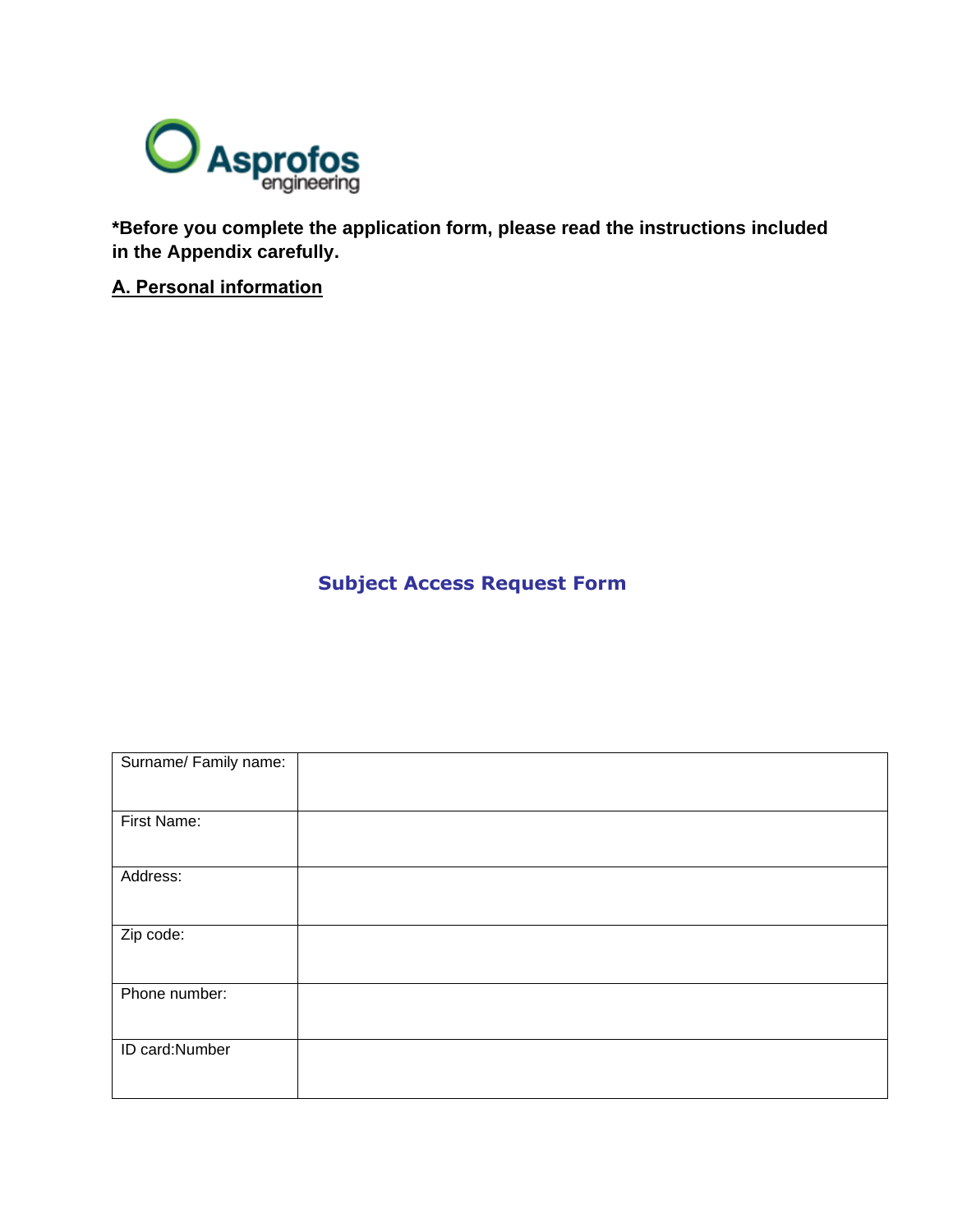**\*Before you complete the application form, please read the instructions included in the Appendix carefully.**

**A. Personal information**

# Subject Access Request Form

| Surname/ Family name: | |
|---|---|
| First Name: | |
| Address: | |
| Zip code: | |
| Phone number: | |
| ID card:Number | |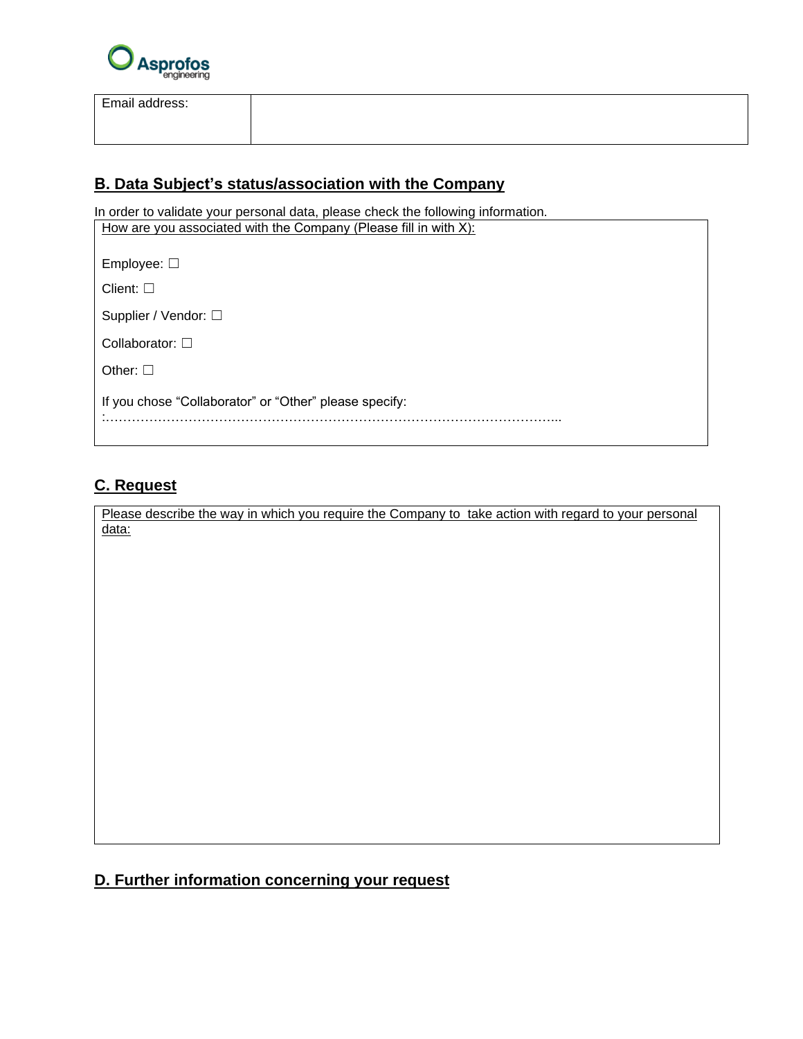| Email address: | |
|---|---|

## B. Data Subject's status/association with the Company

In order to validate your personal data, please check the following information.

How are you associated with the Company (Please fill in with X):

Employee: ☐

Client: ☐

Supplier / Vendor: ☐

Collaborator: ☐

Other: ☐

If you chose "Collaborator" or "Other" please specify:
:…………………………………………………………………………………………...

## C. Request

Please describe the way in which you require the Company to take action with regard to your personal data:

## D. Further information concerning your request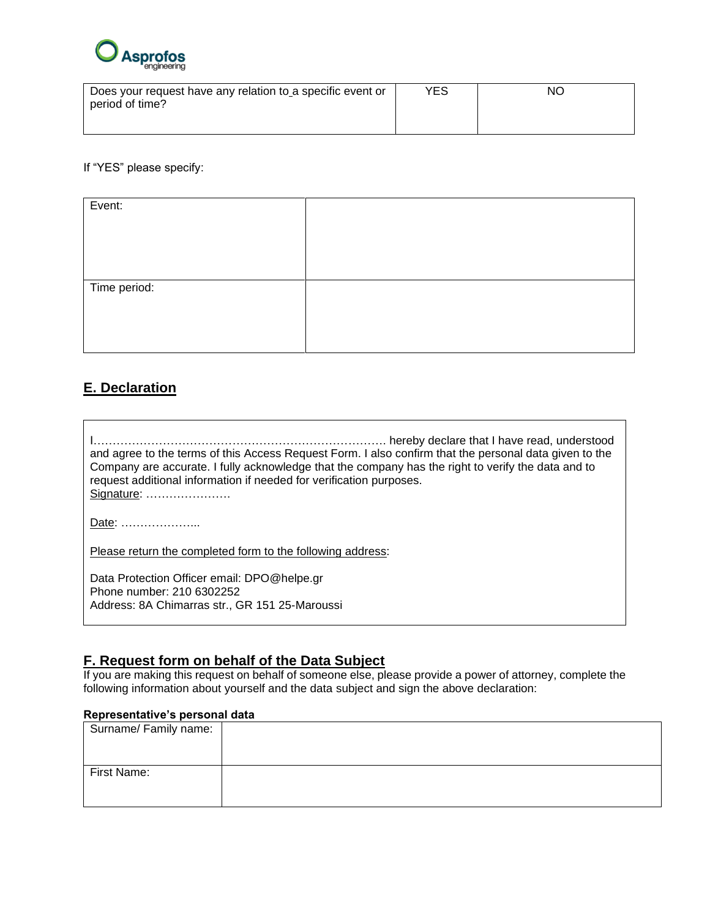| Does your request have any relation to a specific event or period of time? | YES | NO |
|---|---|---|

If "YES" please specify:

| Event: | |
|---|---|
| Time period: | |

## E. Declaration

I…………………………………………………………………… hereby declare that I have read, understood and agree to the terms of this Access Request Form. I also confirm that the personal data given to the Company are accurate. I fully acknowledge that the company has the right to verify the data and to request additional information if needed for verification purposes.
Signature: ………………….

Date: ………………...

Please return the completed form to the following address:

Data Protection Officer email: DPO@helpe.gr
Phone number: 210 6302252
Address: 8A Chimarras str., GR 151 25-Maroussi

## F. Request form on behalf of the Data Subject

If you are making this request on behalf of someone else, please provide a power of attorney, complete the following information about yourself and the data subject and sign the above declaration:

**Representative's personal data**

| Surname/ Family name: | |
|---|---|
| First Name: | |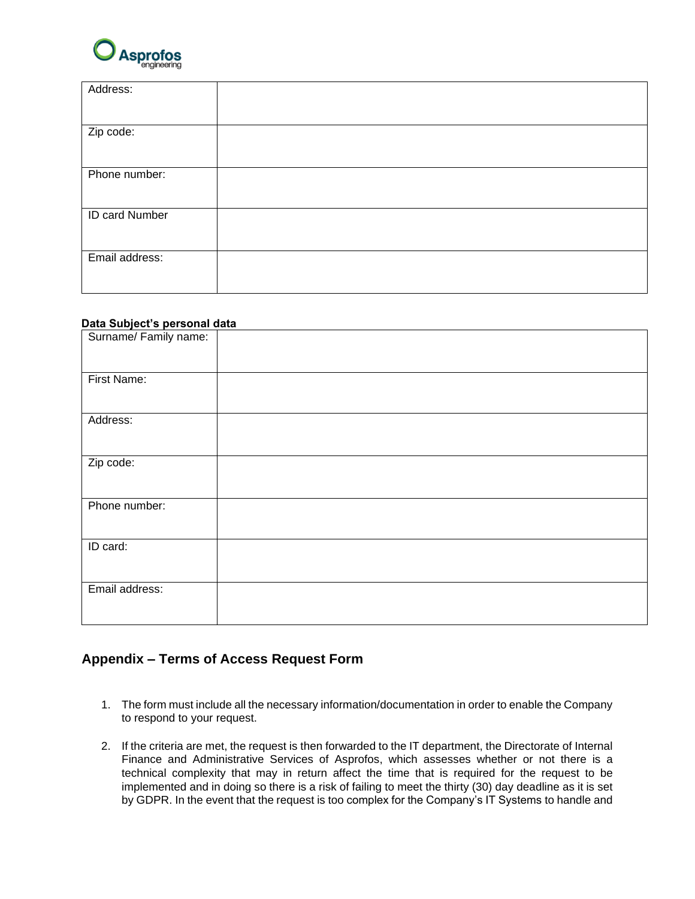| Address: | |
|---|---|
| Zip code: | |
| Phone number: | |
| ID card Number | |
| Email address: | |

**Data Subject's personal data**

| Surname/ Family name: | |
|---|---|
| First Name: | |
| Address: | |
| Zip code: | |
| Phone number: | |
| ID card: | |
| Email address: | |

## Appendix – Terms of Access Request Form

1. The form must include all the necessary information/documentation in order to enable the Company to respond to your request.

2. If the criteria are met, the request is then forwarded to the IT department, the Directorate of Internal Finance and Administrative Services of Asprofos, which assesses whether or not there is a technical complexity that may in return affect the time that is required for the request to be implemented and in doing so there is a risk of failing to meet the thirty (30) day deadline as it is set by GDPR. In the event that the request is too complex for the Company's IT Systems to handle and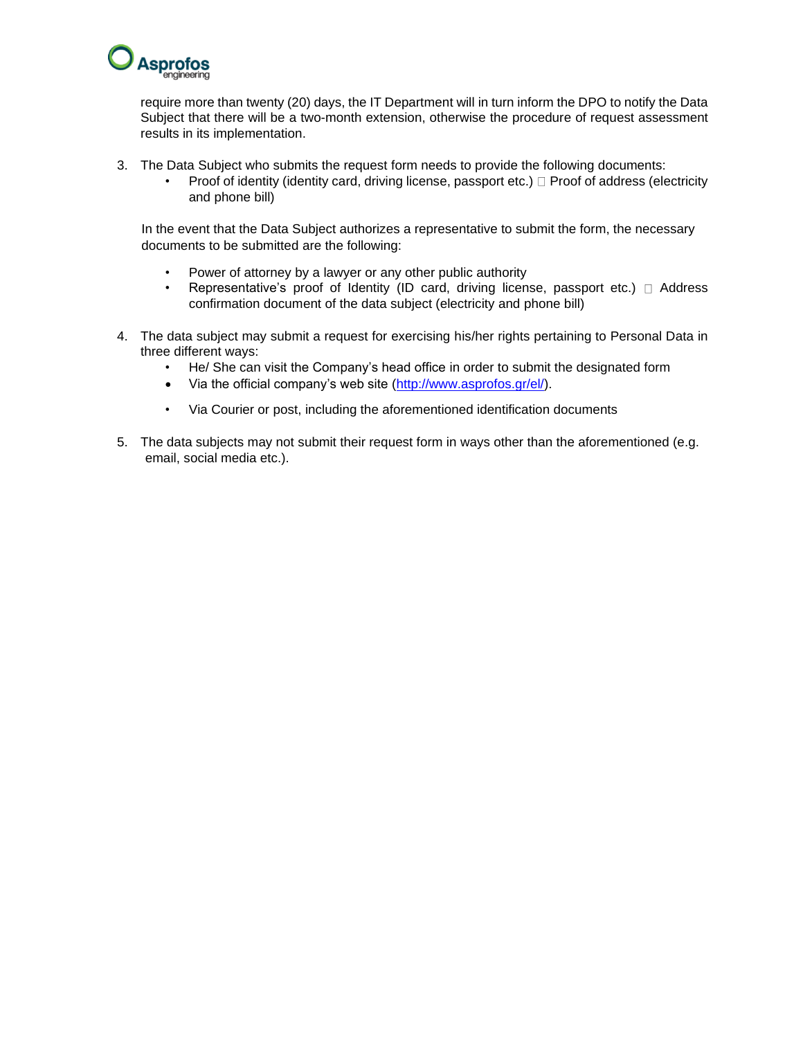require more than twenty (20) days, the IT Department will in turn inform the DPO to notify the Data Subject that there will be a two-month extension, otherwise the procedure of request assessment results in its implementation.

3. The Data Subject who submits the request form needs to provide the following documents:
   - Proof of identity (identity card, driving license, passport etc.)  Proof of address (electricity and phone bill)

   In the event that the Data Subject authorizes a representative to submit the form, the necessary documents to be submitted are the following:

   - Power of attorney by a lawyer or any other public authority
   - Representative's proof of Identity (ID card, driving license, passport etc.)  Address confirmation document of the data subject (electricity and phone bill)

4. The data subject may submit a request for exercising his/her rights pertaining to Personal Data in three different ways:
   - He/ She can visit the Company's head office in order to submit the designated form
   - Via the official company's web site (http://www.asprofos.gr/el/).
   - Via Courier or post, including the aforementioned identification documents

5. The data subjects may not submit their request form in ways other than the aforementioned (e.g. email, social media etc.).